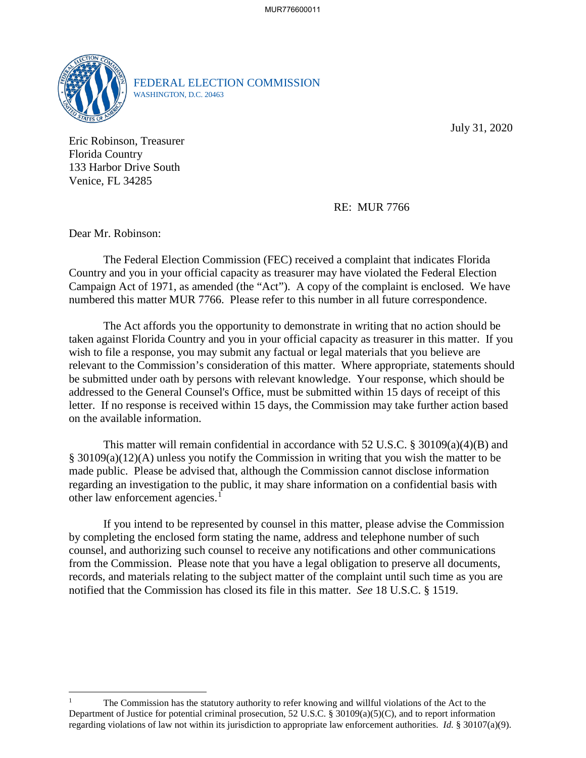FEDERAL ELECTION COMMISSION
WASHINGTON, D.C. 20463

July 31, 2020

Eric Robinson, Treasurer
Florida Country
133 Harbor Drive South
Venice, FL 34285

RE: MUR 7766

Dear Mr. Robinson:

The Federal Election Commission (FEC) received a complaint that indicates Florida Country and you in your official capacity as treasurer may have violated the Federal Election Campaign Act of 1971, as amended (the "Act"). A copy of the complaint is enclosed. We have numbered this matter MUR 7766. Please refer to this number in all future correspondence.

The Act affords you the opportunity to demonstrate in writing that no action should be taken against Florida Country and you in your official capacity as treasurer in this matter. If you wish to file a response, you may submit any factual or legal materials that you believe are relevant to the Commission's consideration of this matter. Where appropriate, statements should be submitted under oath by persons with relevant knowledge. Your response, which should be addressed to the General Counsel's Office, must be submitted within 15 days of receipt of this letter. If no response is received within 15 days, the Commission may take further action based on the available information.

This matter will remain confidential in accordance with 52 U.S.C. § 30109(a)(4)(B) and § 30109(a)(12)(A) unless you notify the Commission in writing that you wish the matter to be made public. Please be advised that, although the Commission cannot disclose information regarding an investigation to the public, it may share information on a confidential basis with other law enforcement agencies.[1]

If you intend to be represented by counsel in this matter, please advise the Commission by completing the enclosed form stating the name, address and telephone number of such counsel, and authorizing such counsel to receive any notifications and other communications from the Commission. Please note that you have a legal obligation to preserve all documents, records, and materials relating to the subject matter of the complaint until such time as you are notified that the Commission has closed its file in this matter. *See* 18 U.S.C. § 1519.

---

[1] The Commission has the statutory authority to refer knowing and willful violations of the Act to the Department of Justice for potential criminal prosecution, 52 U.S.C. § 30109(a)(5)(C), and to report information regarding violations of law not within its jurisdiction to appropriate law enforcement authorities. *Id.* § 30107(a)(9).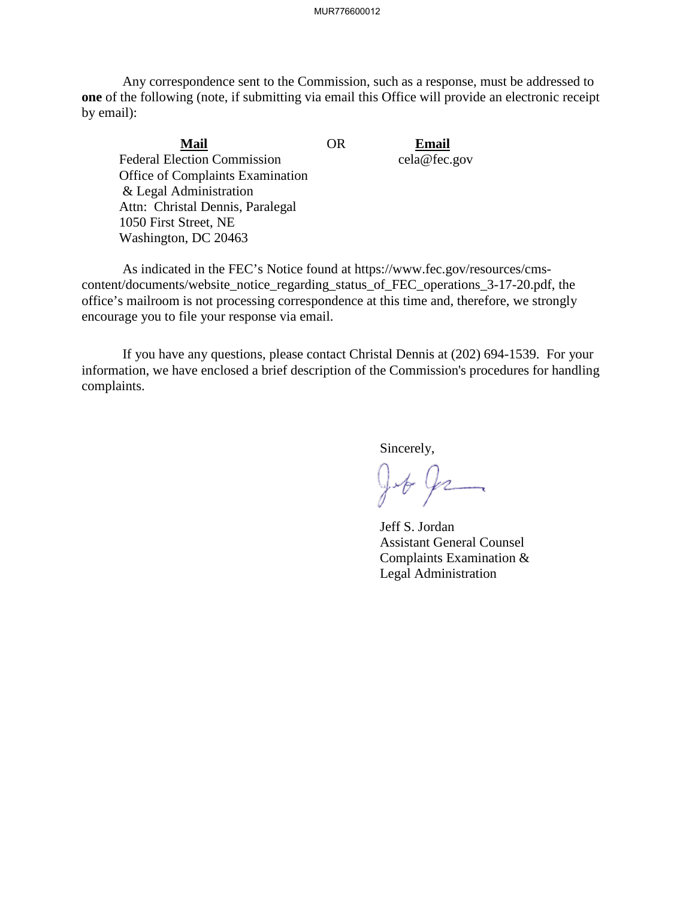Any correspondence sent to the Commission, such as a response, must be addressed to **one** of the following (note, if submitting via email this Office will provide an electronic receipt by email):

| **Mail** | OR | **Email** |
|---|---|---|
| Federal Election Commission<br>Office of Complaints Examination<br>& Legal Administration<br>Attn: Christal Dennis, Paralegal<br>1050 First Street, NE<br>Washington, DC 20463 | | cela@fec.gov |

As indicated in the FEC's Notice found at https://www.fec.gov/resources/cms-content/documents/website_notice_regarding_status_of_FEC_operations_3-17-20.pdf, the office's mailroom is not processing correspondence at this time and, therefore, we strongly encourage you to file your response via email.

If you have any questions, please contact Christal Dennis at (202) 694-1539. For your information, we have enclosed a brief description of the Commission's procedures for handling complaints.

Sincerely,

Jeff S. Jordan
Assistant General Counsel
Complaints Examination &
Legal Administration